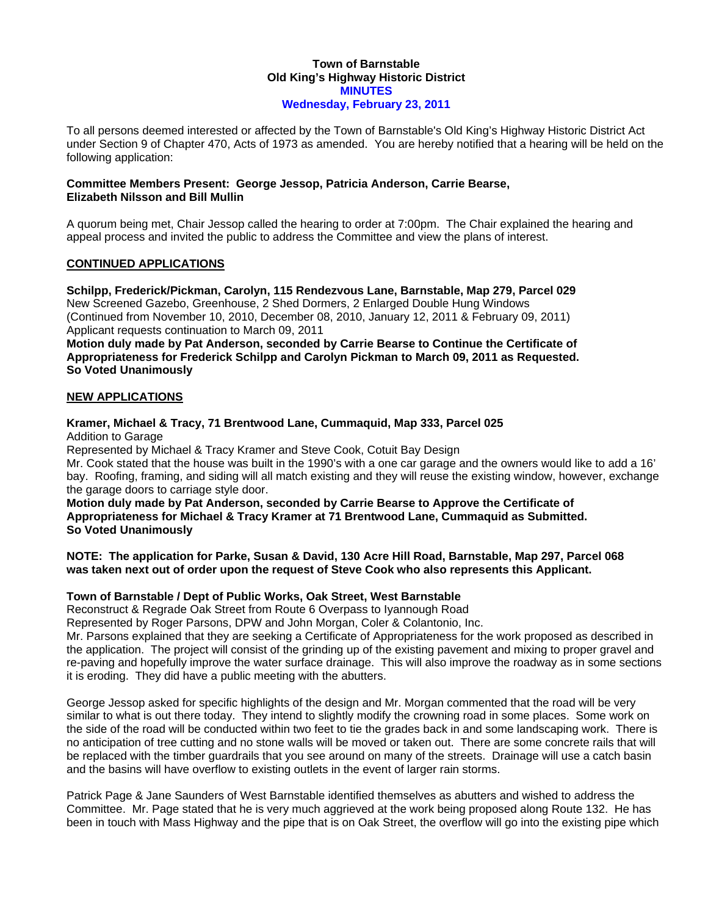**Town of Barnstable**
**Old King's Highway Historic District**
**MINUTES**
**Wednesday, February 23, 2011**

To all persons deemed interested or affected by the Town of Barnstable's Old King's Highway Historic District Act under Section 9 of Chapter 470, Acts of 1973 as amended. You are hereby notified that a hearing will be held on the following application:

**Committee Members Present: George Jessop, Patricia Anderson, Carrie Bearse, Elizabeth Nilsson and Bill Mullin**

A quorum being met, Chair Jessop called the hearing to order at 7:00pm. The Chair explained the hearing and appeal process and invited the public to address the Committee and view the plans of interest.

## CONTINUED APPLICATIONS

**Schilpp, Frederick/Pickman, Carolyn, 115 Rendezvous Lane, Barnstable, Map 279, Parcel 029**
New Screened Gazebo, Greenhouse, 2 Shed Dormers, 2 Enlarged Double Hung Windows
(Continued from November 10, 2010, December 08, 2010, January 12, 2011 & February 09, 2011)
Applicant requests continuation to March 09, 2011
**Motion duly made by Pat Anderson, seconded by Carrie Bearse to Continue the Certificate of Appropriateness for Frederick Schilpp and Carolyn Pickman to March 09, 2011 as Requested.**
**So Voted Unanimously**

## NEW APPLICATIONS

**Kramer, Michael & Tracy, 71 Brentwood Lane, Cummaquid, Map 333, Parcel 025**
Addition to Garage
Represented by Michael & Tracy Kramer and Steve Cook, Cotuit Bay Design
Mr. Cook stated that the house was built in the 1990's with a one car garage and the owners would like to add a 16' bay. Roofing, framing, and siding will all match existing and they will reuse the existing window, however, exchange the garage doors to carriage style door.
**Motion duly made by Pat Anderson, seconded by Carrie Bearse to Approve the Certificate of Appropriateness for Michael & Tracy Kramer at 71 Brentwood Lane, Cummaquid as Submitted.**
**So Voted Unanimously**

**NOTE: The application for Parke, Susan & David, 130 Acre Hill Road, Barnstable, Map 297, Parcel 068 was taken next out of order upon the request of Steve Cook who also represents this Applicant.**

**Town of Barnstable / Dept of Public Works, Oak Street, West Barnstable**
Reconstruct & Regrade Oak Street from Route 6 Overpass to Iyannough Road
Represented by Roger Parsons, DPW and John Morgan, Coler & Colantonio, Inc.
Mr. Parsons explained that they are seeking a Certificate of Appropriateness for the work proposed as described in the application. The project will consist of the grinding up of the existing pavement and mixing to proper gravel and re-paving and hopefully improve the water surface drainage. This will also improve the roadway as in some sections it is eroding. They did have a public meeting with the abutters.

George Jessop asked for specific highlights of the design and Mr. Morgan commented that the road will be very similar to what is out there today. They intend to slightly modify the crowning road in some places. Some work on the side of the road will be conducted within two feet to tie the grades back in and some landscaping work. There is no anticipation of tree cutting and no stone walls will be moved or taken out. There are some concrete rails that will be replaced with the timber guardrails that you see around on many of the streets. Drainage will use a catch basin and the basins will have overflow to existing outlets in the event of larger rain storms.

Patrick Page & Jane Saunders of West Barnstable identified themselves as abutters and wished to address the Committee. Mr. Page stated that he is very much aggrieved at the work being proposed along Route 132. He has been in touch with Mass Highway and the pipe that is on Oak Street, the overflow will go into the existing pipe which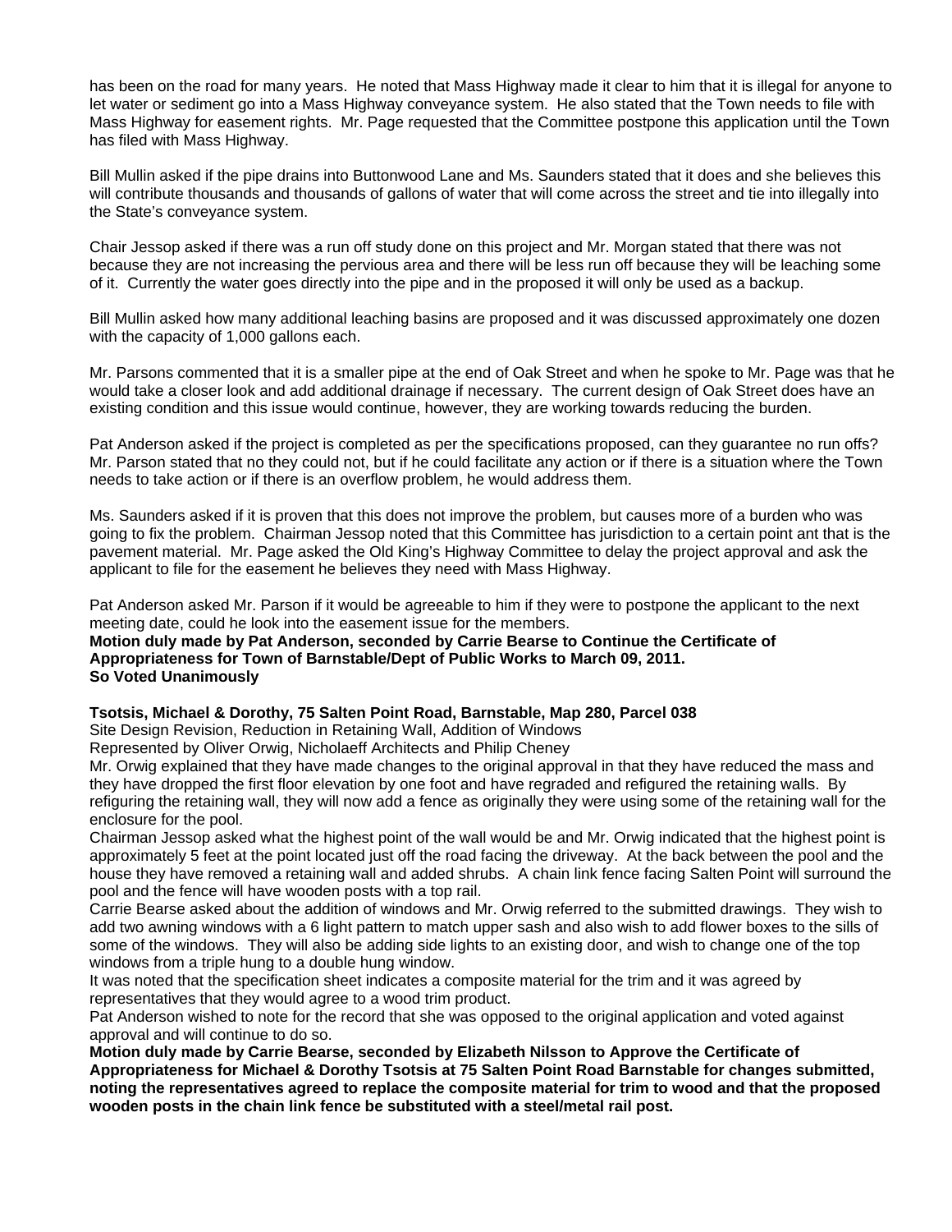has been on the road for many years. He noted that Mass Highway made it clear to him that it is illegal for anyone to let water or sediment go into a Mass Highway conveyance system. He also stated that the Town needs to file with Mass Highway for easement rights. Mr. Page requested that the Committee postpone this application until the Town has filed with Mass Highway.

Bill Mullin asked if the pipe drains into Buttonwood Lane and Ms. Saunders stated that it does and she believes this will contribute thousands and thousands of gallons of water that will come across the street and tie into illegally into the State's conveyance system.

Chair Jessop asked if there was a run off study done on this project and Mr. Morgan stated that there was not because they are not increasing the pervious area and there will be less run off because they will be leaching some of it. Currently the water goes directly into the pipe and in the proposed it will only be used as a backup.

Bill Mullin asked how many additional leaching basins are proposed and it was discussed approximately one dozen with the capacity of 1,000 gallons each.

Mr. Parsons commented that it is a smaller pipe at the end of Oak Street and when he spoke to Mr. Page was that he would take a closer look and add additional drainage if necessary. The current design of Oak Street does have an existing condition and this issue would continue, however, they are working towards reducing the burden.

Pat Anderson asked if the project is completed as per the specifications proposed, can they guarantee no run offs? Mr. Parson stated that no they could not, but if he could facilitate any action or if there is a situation where the Town needs to take action or if there is an overflow problem, he would address them.

Ms. Saunders asked if it is proven that this does not improve the problem, but causes more of a burden who was going to fix the problem. Chairman Jessop noted that this Committee has jurisdiction to a certain point ant that is the pavement material. Mr. Page asked the Old King's Highway Committee to delay the project approval and ask the applicant to file for the easement he believes they need with Mass Highway.

Pat Anderson asked Mr. Parson if it would be agreeable to him if they were to postpone the applicant to the next meeting date, could he look into the easement issue for the members.
**Motion duly made by Pat Anderson, seconded by Carrie Bearse to Continue the Certificate of Appropriateness for Town of Barnstable/Dept of Public Works to March 09, 2011.**
**So Voted Unanimously**

**Tsotsis, Michael & Dorothy, 75 Salten Point Road, Barnstable, Map 280, Parcel 038**
Site Design Revision, Reduction in Retaining Wall, Addition of Windows
Represented by Oliver Orwig, Nicholaeff Architects and Philip Cheney
Mr. Orwig explained that they have made changes to the original approval in that they have reduced the mass and they have dropped the first floor elevation by one foot and have regraded and refigured the retaining walls. By refiguring the retaining wall, they will now add a fence as originally they were using some of the retaining wall for the enclosure for the pool.
Chairman Jessop asked what the highest point of the wall would be and Mr. Orwig indicated that the highest point is approximately 5 feet at the point located just off the road facing the driveway. At the back between the pool and the house they have removed a retaining wall and added shrubs. A chain link fence facing Salten Point will surround the pool and the fence will have wooden posts with a top rail.
Carrie Bearse asked about the addition of windows and Mr. Orwig referred to the submitted drawings. They wish to add two awning windows with a 6 light pattern to match upper sash and also wish to add flower boxes to the sills of some of the windows. They will also be adding side lights to an existing door, and wish to change one of the top windows from a triple hung to a double hung window.
It was noted that the specification sheet indicates a composite material for the trim and it was agreed by representatives that they would agree to a wood trim product.
Pat Anderson wished to note for the record that she was opposed to the original application and voted against approval and will continue to do so.
**Motion duly made by Carrie Bearse, seconded by Elizabeth Nilsson to Approve the Certificate of Appropriateness for Michael & Dorothy Tsotsis at 75 Salten Point Road Barnstable for changes submitted, noting the representatives agreed to replace the composite material for trim to wood and that the proposed wooden posts in the chain link fence be substituted with a steel/metal rail post.**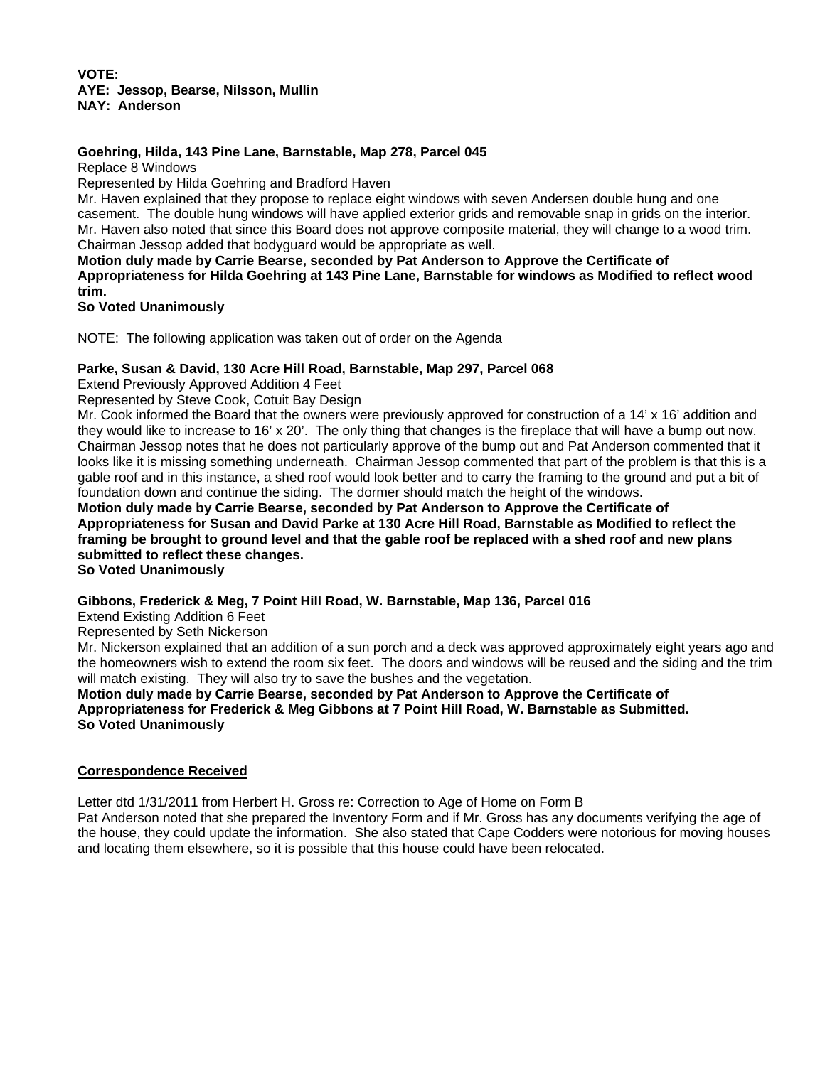**VOTE:**
**AYE: Jessop, Bearse, Nilsson, Mullin**
**NAY: Anderson**

**Goehring, Hilda, 143 Pine Lane, Barnstable, Map 278, Parcel 045**
Replace 8 Windows
Represented by Hilda Goehring and Bradford Haven
Mr. Haven explained that they propose to replace eight windows with seven Andersen double hung and one casement. The double hung windows will have applied exterior grids and removable snap in grids on the interior. Mr. Haven also noted that since this Board does not approve composite material, they will change to a wood trim. Chairman Jessop added that bodyguard would be appropriate as well.
**Motion duly made by Carrie Bearse, seconded by Pat Anderson to Approve the Certificate of Appropriateness for Hilda Goehring at 143 Pine Lane, Barnstable for windows as Modified to reflect wood trim.**
**So Voted Unanimously**

NOTE: The following application was taken out of order on the Agenda

**Parke, Susan & David, 130 Acre Hill Road, Barnstable, Map 297, Parcel 068**
Extend Previously Approved Addition 4 Feet
Represented by Steve Cook, Cotuit Bay Design
Mr. Cook informed the Board that the owners were previously approved for construction of a 14' x 16' addition and they would like to increase to 16' x 20'. The only thing that changes is the fireplace that will have a bump out now. Chairman Jessop notes that he does not particularly approve of the bump out and Pat Anderson commented that it looks like it is missing something underneath. Chairman Jessop commented that part of the problem is that this is a gable roof and in this instance, a shed roof would look better and to carry the framing to the ground and put a bit of foundation down and continue the siding. The dormer should match the height of the windows.
**Motion duly made by Carrie Bearse, seconded by Pat Anderson to Approve the Certificate of Appropriateness for Susan and David Parke at 130 Acre Hill Road, Barnstable as Modified to reflect the framing be brought to ground level and that the gable roof be replaced with a shed roof and new plans submitted to reflect these changes.**
**So Voted Unanimously**

**Gibbons, Frederick & Meg, 7 Point Hill Road, W. Barnstable, Map 136, Parcel 016**
Extend Existing Addition 6 Feet
Represented by Seth Nickerson
Mr. Nickerson explained that an addition of a sun porch and a deck was approved approximately eight years ago and the homeowners wish to extend the room six feet. The doors and windows will be reused and the siding and the trim will match existing. They will also try to save the bushes and the vegetation.
**Motion duly made by Carrie Bearse, seconded by Pat Anderson to Approve the Certificate of Appropriateness for Frederick & Meg Gibbons at 7 Point Hill Road, W. Barnstable as Submitted.**
**So Voted Unanimously**

**Correspondence Received**

Letter dtd 1/31/2011 from Herbert H. Gross re: Correction to Age of Home on Form B
Pat Anderson noted that she prepared the Inventory Form and if Mr. Gross has any documents verifying the age of the house, they could update the information. She also stated that Cape Codders were notorious for moving houses and locating them elsewhere, so it is possible that this house could have been relocated.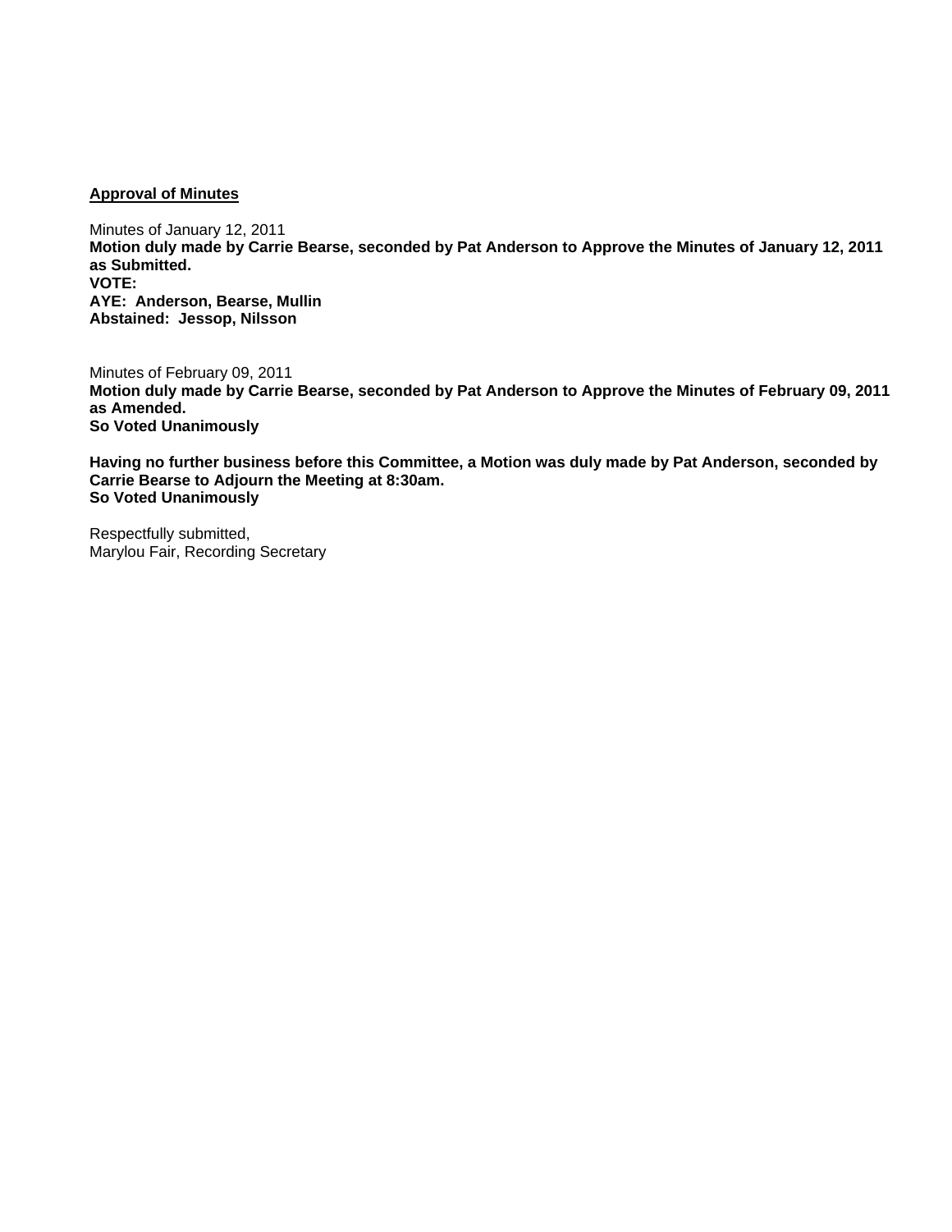**Approval of Minutes**

Minutes of January 12, 2011
**Motion duly made by Carrie Bearse, seconded by Pat Anderson to Approve the Minutes of January 12, 2011 as Submitted.**
**VOTE:**
**AYE: Anderson, Bearse, Mullin**
**Abstained: Jessop, Nilsson**

Minutes of February 09, 2011
**Motion duly made by Carrie Bearse, seconded by Pat Anderson to Approve the Minutes of February 09, 2011 as Amended.**
**So Voted Unanimously**

**Having no further business before this Committee, a Motion was duly made by Pat Anderson, seconded by Carrie Bearse to Adjourn the Meeting at 8:30am.**
**So Voted Unanimously**

Respectfully submitted,
Marylou Fair, Recording Secretary